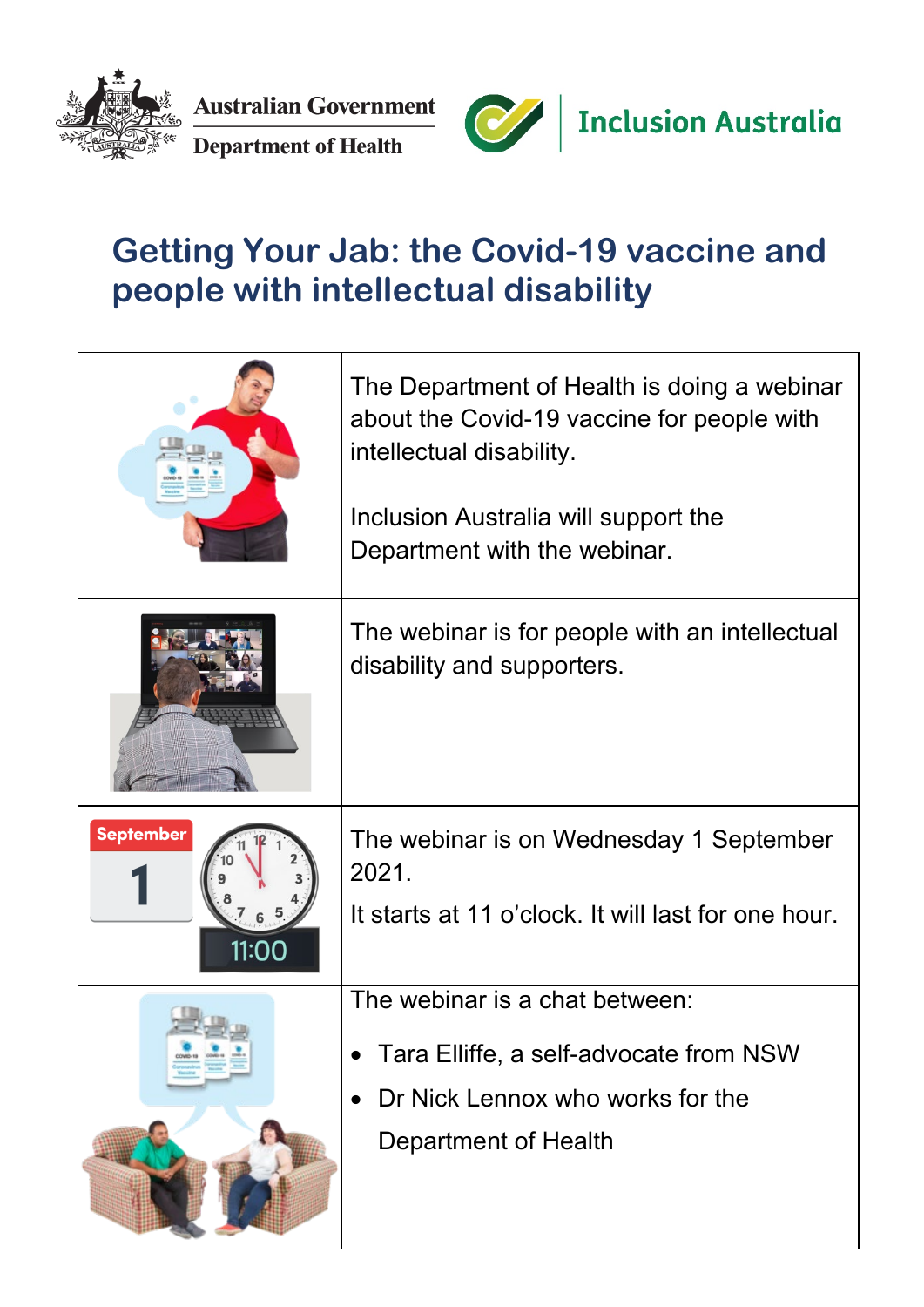Australian Government
Department of Health

Inclusion Australia

# Getting Your Jab: the Covid-19 vaccine and people with intellectual disability

The Department of Health is doing a webinar about the Covid-19 vaccine for people with intellectual disability.

Inclusion Australia will support the Department with the webinar.

The webinar is for people with an intellectual disability and supporters.

The webinar is on Wednesday 1 September 2021.

It starts at 11 o'clock. It will last for one hour.

The webinar is a chat between:

- Tara Elliffe, a self-advocate from NSW
- Dr Nick Lennox who works for the Department of Health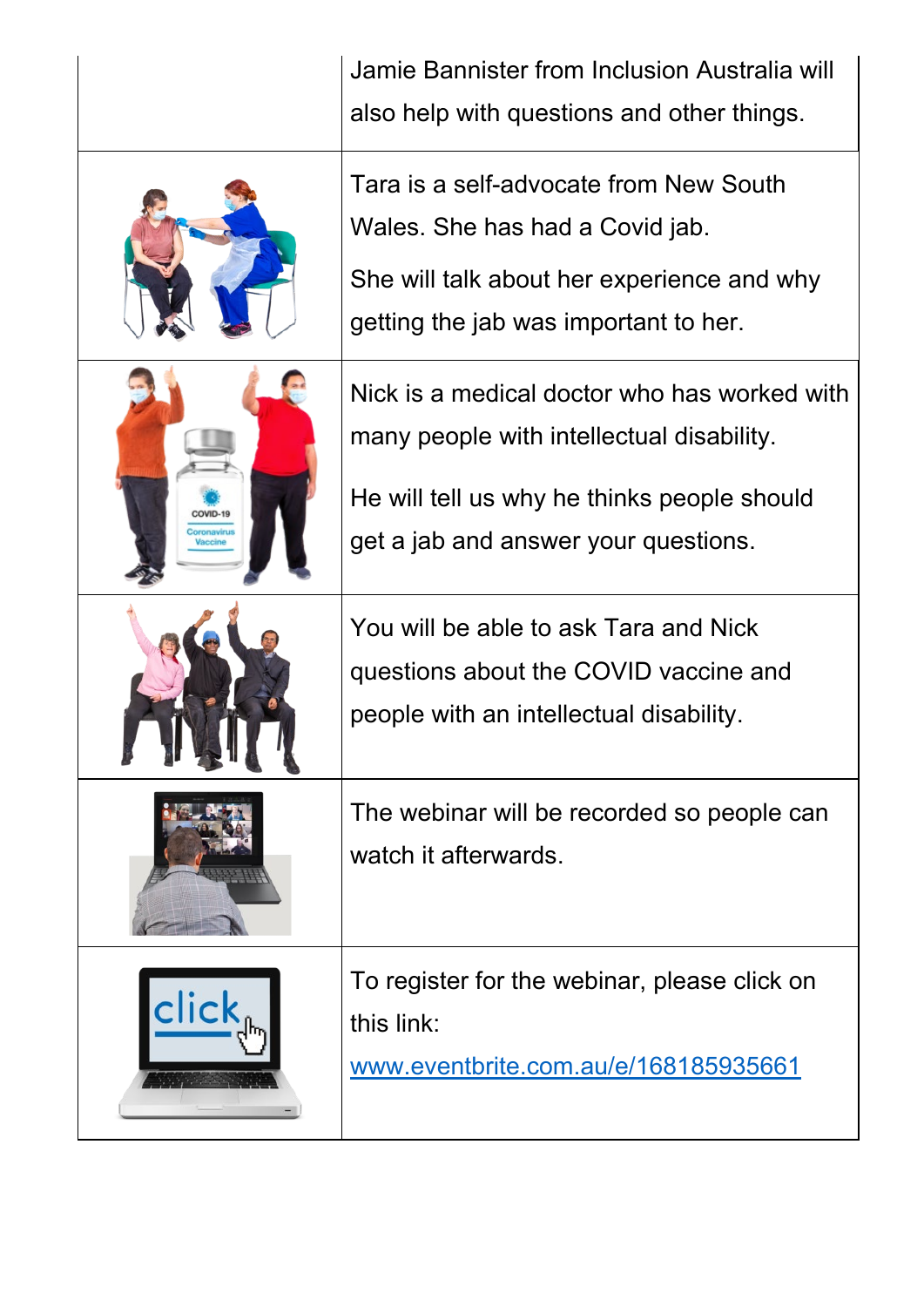| | |
|---|---|
| | Jamie Bannister from Inclusion Australia will also help with questions and other things. |
| | Tara is a self-advocate from New South Wales. She has had a Covid jab.<br><br>She will talk about her experience and why getting the jab was important to her. |
| | Nick is a medical doctor who has worked with many people with intellectual disability.<br><br>He will tell us why he thinks people should get a jab and answer your questions. |
| | You will be able to ask Tara and Nick questions about the COVID vaccine and people with an intellectual disability. |
| | The webinar will be recorded so people can watch it afterwards. |
| | To register for the webinar, please click on this link:<br><br>[www.eventbrite.com.au/e/168185935661](http://www.eventbrite.com.au/e/168185935661) |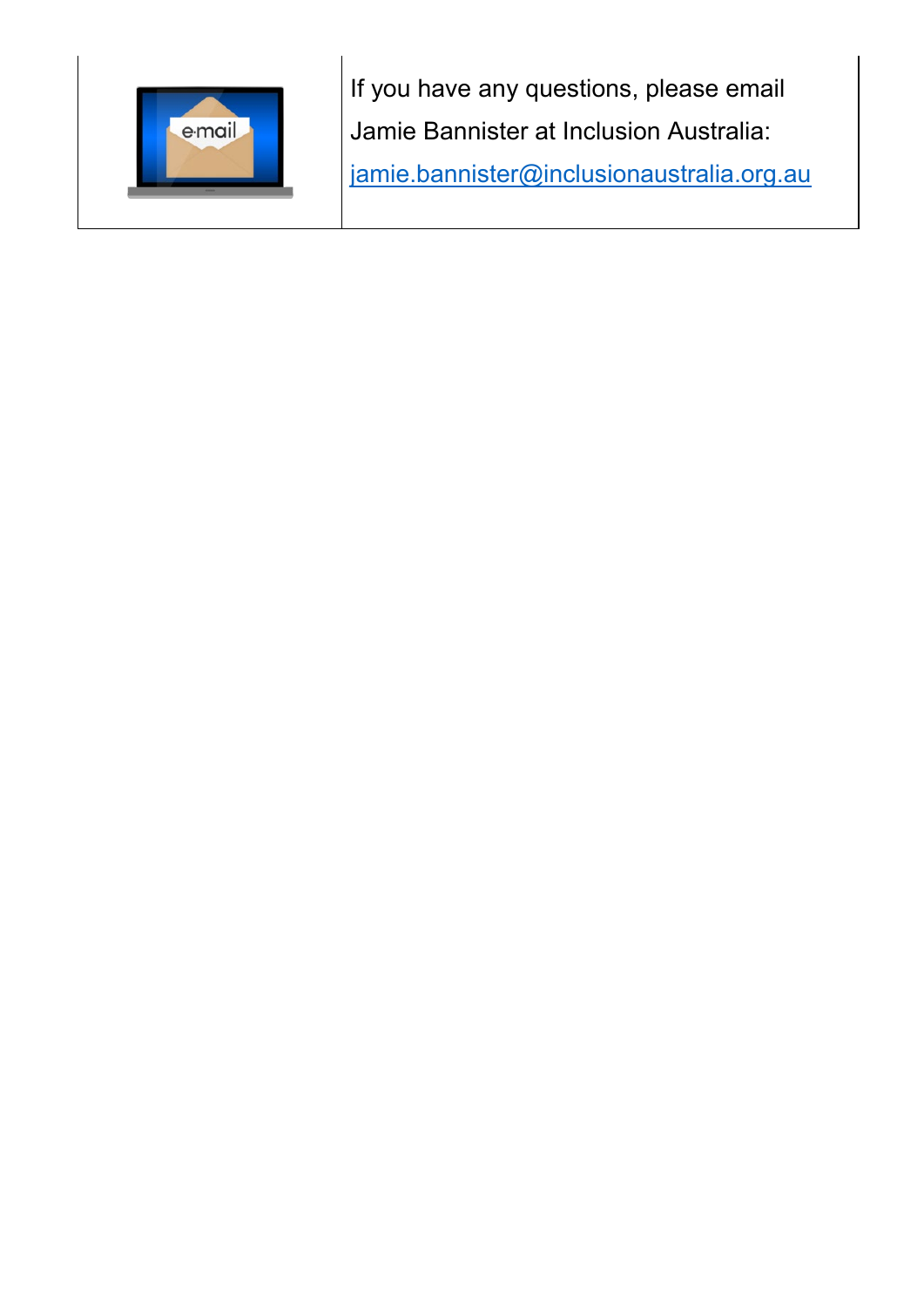If you have any questions, please email Jamie Bannister at Inclusion Australia: [jamie.bannister@inclusionaustralia.org.au](mailto:jamie.bannister@inclusionaustralia.org.au)